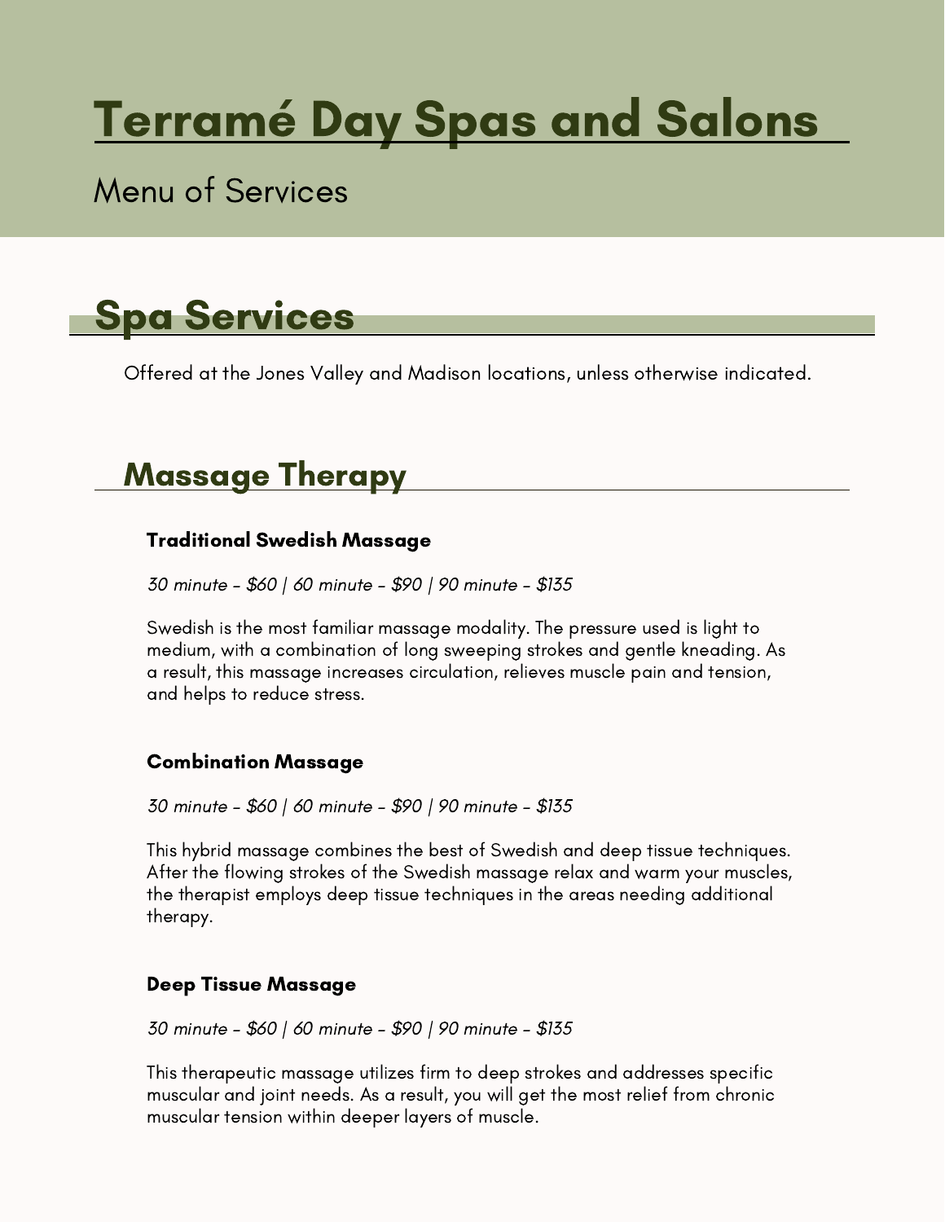# Terramé Day Spas and Salons

Menu of Services

## Spa Services

Offered at the Jones Valley and Madison locations, unless otherwise indicated.

### Massage Therapy

#### Traditional Swedish Massage

*30 minute - $60 | 60 minute - $90 | 90 minute - $135*

Swedish is the most familiar massage modality. The pressure used is light to medium, with a combination of long sweeping strokes and gentle kneading. As a result, this massage increases circulation, relieves muscle pain and tension, and helps to reduce stress.

#### Combination Massage

*30 minute - $60 | 60 minute - $90 | 90 minute - $135*

This hybrid massage combines the best of Swedish and deep tissue techniques. After the flowing strokes of the Swedish massage relax and warm your muscles, the therapist employs deep tissue techniques in the areas needing additional therapy.

#### Deep Tissue Massage

*30 minute - $60 | 60 minute - $90 | 90 minute - $135*

This therapeutic massage utilizes firm to deep strokes and addresses specific muscular and joint needs. As a result, you will get the most relief from chronic muscular tension within deeper layers of muscle.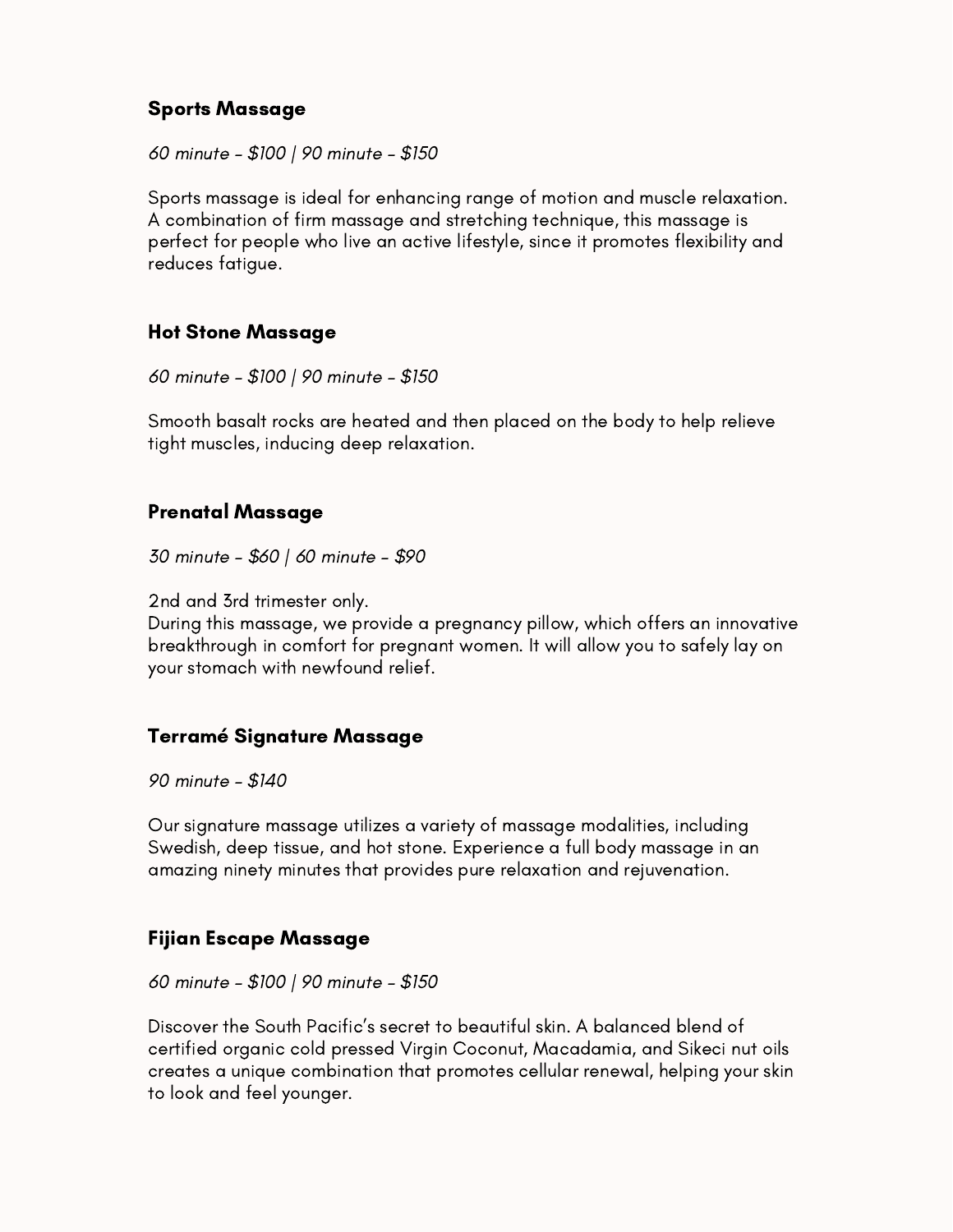### Sports Massage

*60 minute - $100 | 90 minute - $150*

Sports massage is ideal for enhancing range of motion and muscle relaxation. A combination of firm massage and stretching technique, this massage is perfect for people who live an active lifestyle, since it promotes flexibility and reduces fatigue.

### Hot Stone Massage

*60 minute - $100 | 90 minute - $150*

Smooth basalt rocks are heated and then placed on the body to help relieve tight muscles, inducing deep relaxation.

### Prenatal Massage

*30 minute - $60 | 60 minute - $90*

2nd and 3rd trimester only.
During this massage, we provide a pregnancy pillow, which offers an innovative breakthrough in comfort for pregnant women. It will allow you to safely lay on your stomach with newfound relief.

### Terramé Signature Massage

*90 minute - $140*

Our signature massage utilizes a variety of massage modalities, including Swedish, deep tissue, and hot stone. Experience a full body massage in an amazing ninety minutes that provides pure relaxation and rejuvenation.

### Fijian Escape Massage

*60 minute - $100 | 90 minute - $150*

Discover the South Pacific's secret to beautiful skin. A balanced blend of certified organic cold pressed Virgin Coconut, Macadamia, and Sikeci nut oils creates a unique combination that promotes cellular renewal, helping your skin to look and feel younger.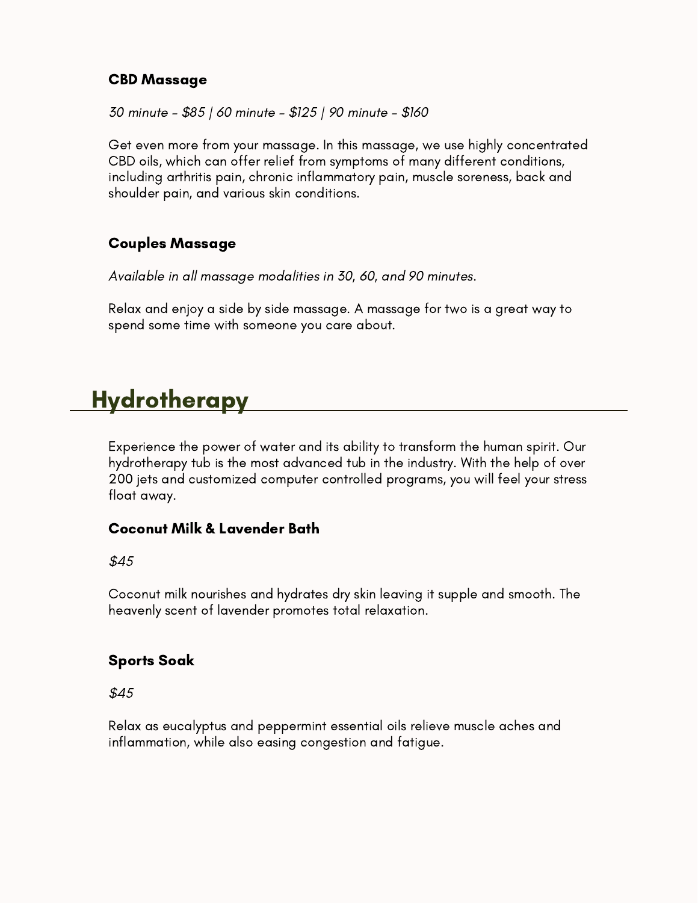### CBD Massage

*30 minute - $85 | 60 minute - $125 | 90 minute - $160*

Get even more from your massage. In this massage, we use highly concentrated CBD oils, which can offer relief from symptoms of many different conditions, including arthritis pain, chronic inflammatory pain, muscle soreness, back and shoulder pain, and various skin conditions.

### Couples Massage

*Available in all massage modalities in 30, 60, and 90 minutes.*

Relax and enjoy a side by side massage. A massage for two is a great way to spend some time with someone you care about.

## Hydrotherapy

Experience the power of water and its ability to transform the human spirit. Our hydrotherapy tub is the most advanced tub in the industry. With the help of over 200 jets and customized computer controlled programs, you will feel your stress float away.

### Coconut Milk & Lavender Bath

*$45*

Coconut milk nourishes and hydrates dry skin leaving it supple and smooth. The heavenly scent of lavender promotes total relaxation.

### Sports Soak

*$45*

Relax as eucalyptus and peppermint essential oils relieve muscle aches and inflammation, while also easing congestion and fatigue.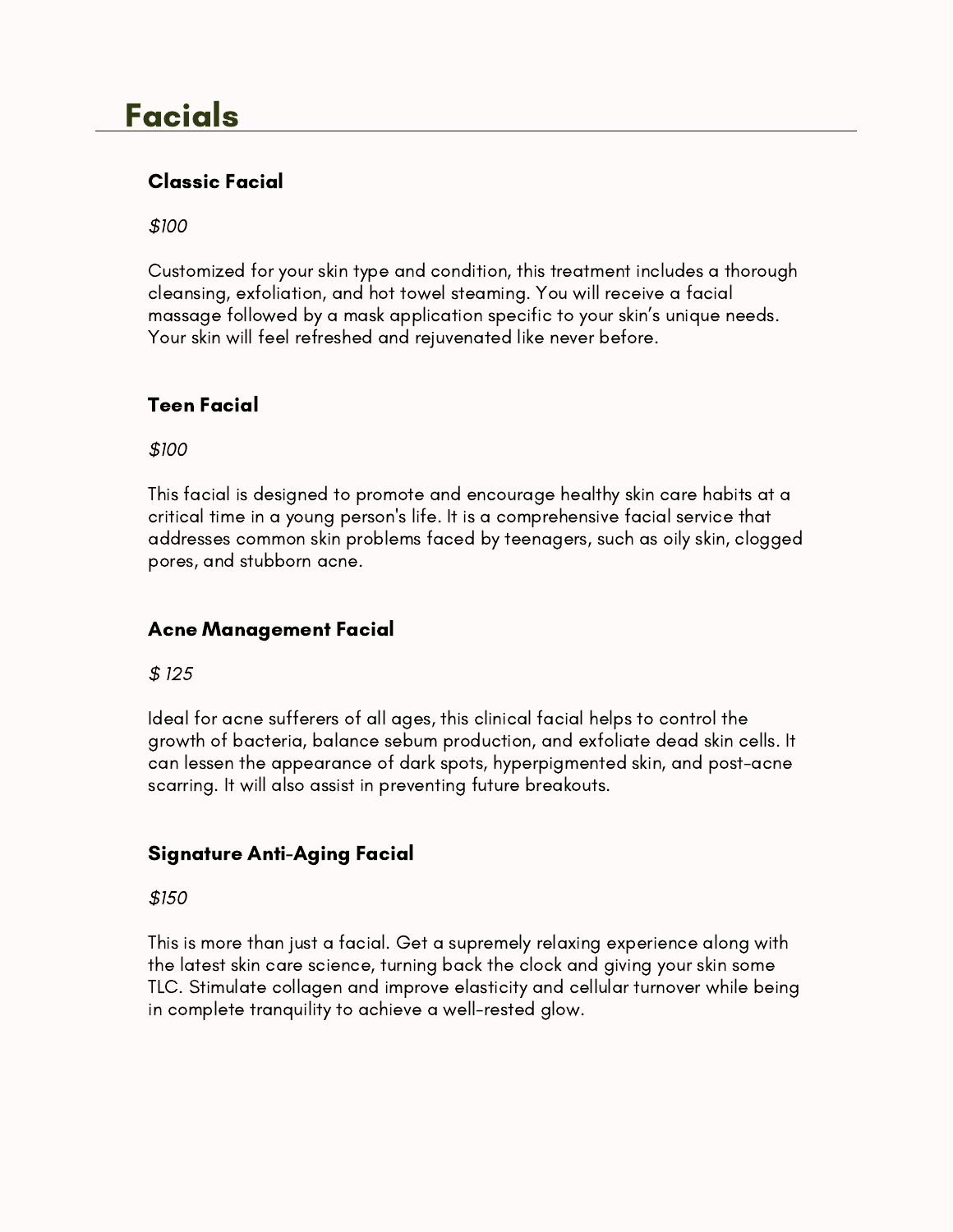# Facials

### Classic Facial

*$100*

Customized for your skin type and condition, this treatment includes a thorough cleansing, exfoliation, and hot towel steaming. You will receive a facial massage followed by a mask application specific to your skin's unique needs. Your skin will feel refreshed and rejuvenated like never before.

### Teen Facial

*$100*

This facial is designed to promote and encourage healthy skin care habits at a critical time in a young person's life. It is a comprehensive facial service that addresses common skin problems faced by teenagers, such as oily skin, clogged pores, and stubborn acne.

### Acne Management Facial

*$ 125*

Ideal for acne sufferers of all ages, this clinical facial helps to control the growth of bacteria, balance sebum production, and exfoliate dead skin cells. It can lessen the appearance of dark spots, hyperpigmented skin, and post-acne scarring. It will also assist in preventing future breakouts.

### Signature Anti-Aging Facial

*$150*

This is more than just a facial. Get a supremely relaxing experience along with the latest skin care science, turning back the clock and giving your skin some TLC. Stimulate collagen and improve elasticity and cellular turnover while being in complete tranquility to achieve a well-rested glow.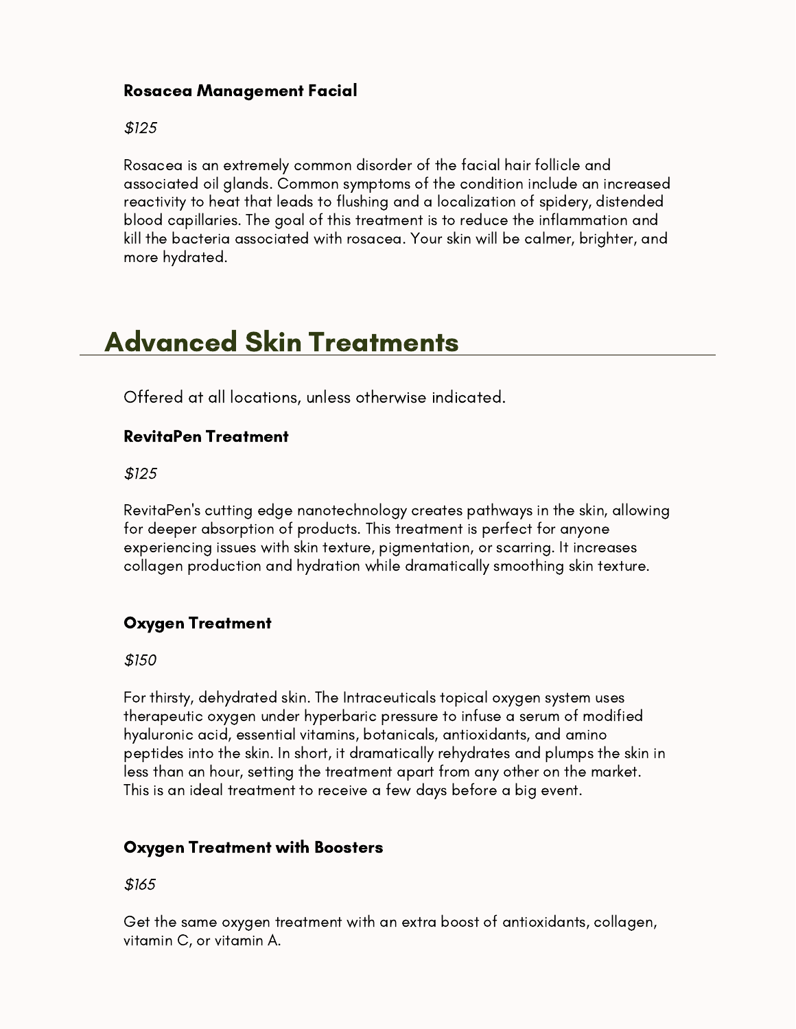### Rosacea Management Facial

*$125*

Rosacea is an extremely common disorder of the facial hair follicle and associated oil glands. Common symptoms of the condition include an increased reactivity to heat that leads to flushing and a localization of spidery, distended blood capillaries. The goal of this treatment is to reduce the inflammation and kill the bacteria associated with rosacea. Your skin will be calmer, brighter, and more hydrated.

## Advanced Skin Treatments

Offered at all locations, unless otherwise indicated.

### RevitaPen Treatment

*$125*

RevitaPen's cutting edge nanotechnology creates pathways in the skin, allowing for deeper absorption of products. This treatment is perfect for anyone experiencing issues with skin texture, pigmentation, or scarring. It increases collagen production and hydration while dramatically smoothing skin texture.

### Oxygen Treatment

*$150*

For thirsty, dehydrated skin. The Intraceuticals topical oxygen system uses therapeutic oxygen under hyperbaric pressure to infuse a serum of modified hyaluronic acid, essential vitamins, botanicals, antioxidants, and amino peptides into the skin. In short, it dramatically rehydrates and plumps the skin in less than an hour, setting the treatment apart from any other on the market. This is an ideal treatment to receive a few days before a big event.

### Oxygen Treatment with Boosters

*$165*

Get the same oxygen treatment with an extra boost of antioxidants, collagen, vitamin C, or vitamin A.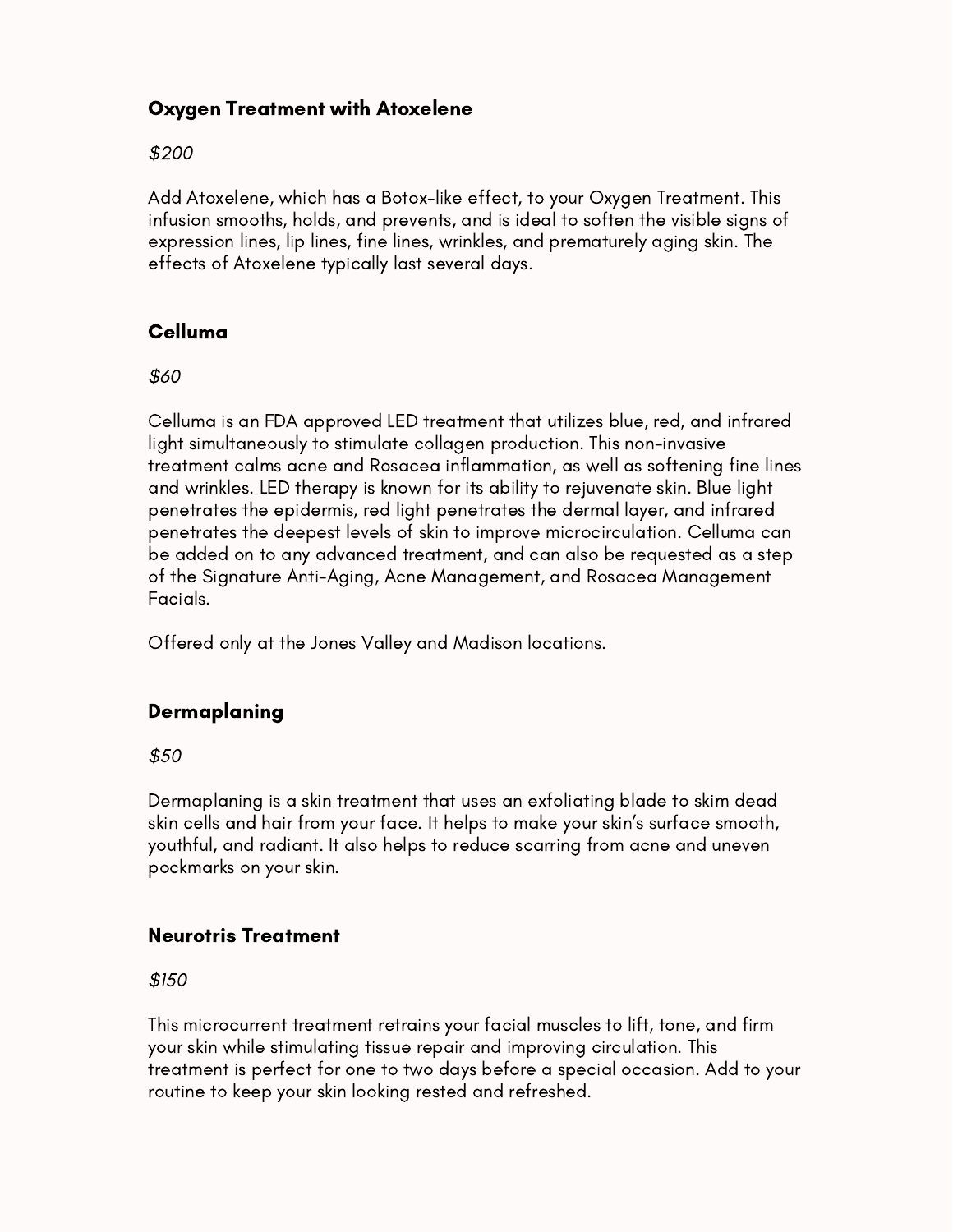### Oxygen Treatment with Atoxelene

*$200*

Add Atoxelene, which has a Botox-like effect, to your Oxygen Treatment. This infusion smooths, holds, and prevents, and is ideal to soften the visible signs of expression lines, lip lines, fine lines, wrinkles, and prematurely aging skin. The effects of Atoxelene typically last several days.

### Celluma

*$60*

Celluma is an FDA approved LED treatment that utilizes blue, red, and infrared light simultaneously to stimulate collagen production. This non-invasive treatment calms acne and Rosacea inflammation, as well as softening fine lines and wrinkles. LED therapy is known for its ability to rejuvenate skin. Blue light penetrates the epidermis, red light penetrates the dermal layer, and infrared penetrates the deepest levels of skin to improve microcirculation. Celluma can be added on to any advanced treatment, and can also be requested as a step of the Signature Anti-Aging, Acne Management, and Rosacea Management Facials.

Offered only at the Jones Valley and Madison locations.

### Dermaplaning

*$50*

Dermaplaning is a skin treatment that uses an exfoliating blade to skim dead skin cells and hair from your face. It helps to make your skin's surface smooth, youthful, and radiant. It also helps to reduce scarring from acne and uneven pockmarks on your skin.

### Neurotris Treatment

*$150*

This microcurrent treatment retrains your facial muscles to lift, tone, and firm your skin while stimulating tissue repair and improving circulation. This treatment is perfect for one to two days before a special occasion. Add to your routine to keep your skin looking rested and refreshed.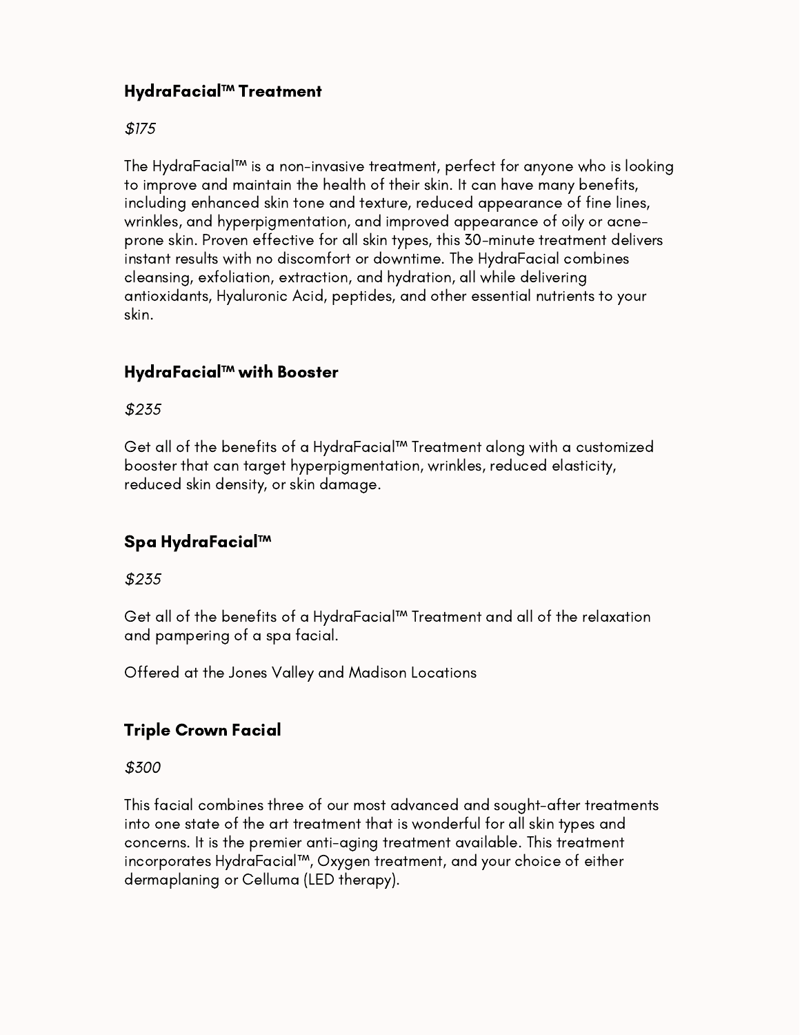### HydraFacial™ Treatment

*$175*

The HydraFacial™ is a non-invasive treatment, perfect for anyone who is looking to improve and maintain the health of their skin. It can have many benefits, including enhanced skin tone and texture, reduced appearance of fine lines, wrinkles, and hyperpigmentation, and improved appearance of oily or acne-prone skin. Proven effective for all skin types, this 30-minute treatment delivers instant results with no discomfort or downtime. The HydraFacial combines cleansing, exfoliation, extraction, and hydration, all while delivering antioxidants, Hyaluronic Acid, peptides, and other essential nutrients to your skin.

### HydraFacial™ with Booster

*$235*

Get all of the benefits of a HydraFacial™ Treatment along with a customized booster that can target hyperpigmentation, wrinkles, reduced elasticity, reduced skin density, or skin damage.

### Spa HydraFacial™

*$235*

Get all of the benefits of a HydraFacial™ Treatment and all of the relaxation and pampering of a spa facial.

Offered at the Jones Valley and Madison Locations

### Triple Crown Facial

*$300*

This facial combines three of our most advanced and sought-after treatments into one state of the art treatment that is wonderful for all skin types and concerns. It is the premier anti-aging treatment available. This treatment incorporates HydraFacial™, Oxygen treatment, and your choice of either dermaplaning or Celluma (LED therapy).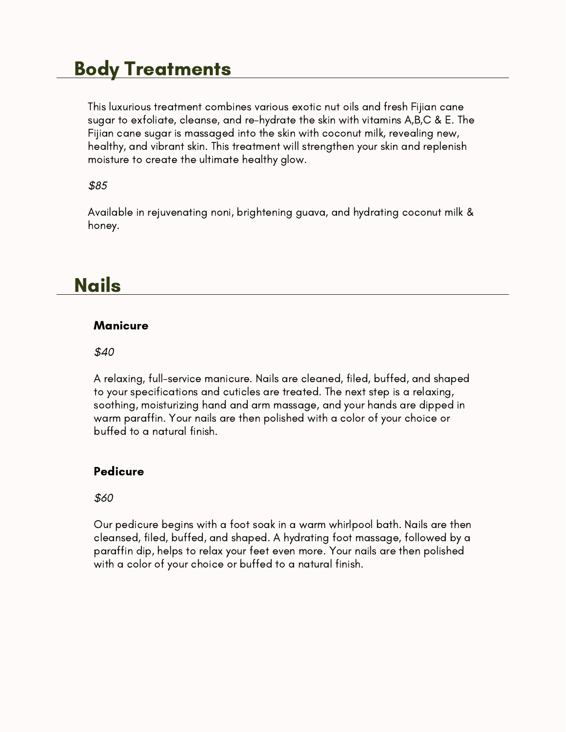## Body Treatments

This luxurious treatment combines various exotic nut oils and fresh Fijian cane sugar to exfoliate, cleanse, and re-hydrate the skin with vitamins A,B,C & E. The Fijian cane sugar is massaged into the skin with coconut milk, revealing new, healthy, and vibrant skin. This treatment will strengthen your skin and replenish moisture to create the ultimate healthy glow.

*$85*

Available in rejuvenating noni, brightening guava, and hydrating coconut milk & honey.

## Nails

### Manicure

*$40*

A relaxing, full-service manicure. Nails are cleaned, filed, buffed, and shaped to your specifications and cuticles are treated. The next step is a relaxing, soothing, moisturizing hand and arm massage, and your hands are dipped in warm paraffin. Your nails are then polished with a color of your choice or buffed to a natural finish.

### Pedicure

*$60*

Our pedicure begins with a foot soak in a warm whirlpool bath. Nails are then cleansed, filed, buffed, and shaped. A hydrating foot massage, followed by a paraffin dip, helps to relax your feet even more. Your nails are then polished with a color of your choice or buffed to a natural finish.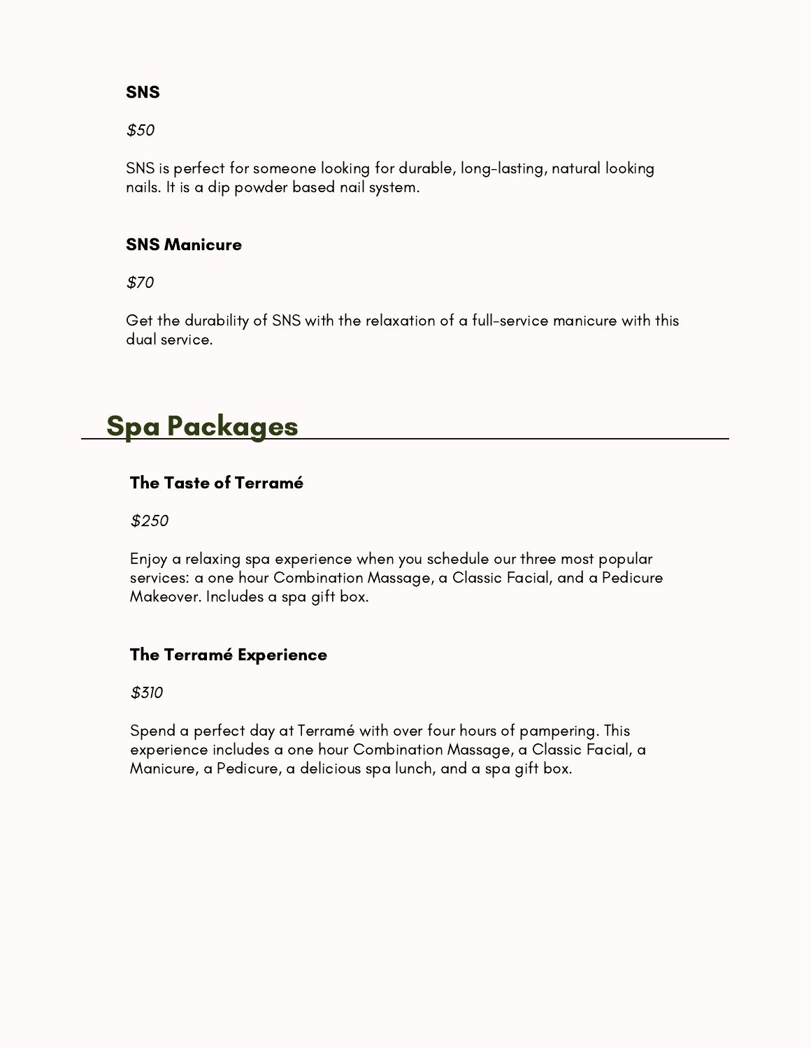### SNS

*$50*

SNS is perfect for someone looking for durable, long-lasting, natural looking nails. It is a dip powder based nail system.

### SNS Manicure

*$70*

Get the durability of SNS with the relaxation of a full-service manicure with this dual service.

## Spa Packages

### The Taste of Terramé

*$250*

Enjoy a relaxing spa experience when you schedule our three most popular services: a one hour Combination Massage, a Classic Facial, and a Pedicure Makeover. Includes a spa gift box.

### The Terramé Experience

*$310*

Spend a perfect day at Terramé with over four hours of pampering. This experience includes a one hour Combination Massage, a Classic Facial, a Manicure, a Pedicure, a delicious spa lunch, and a spa gift box.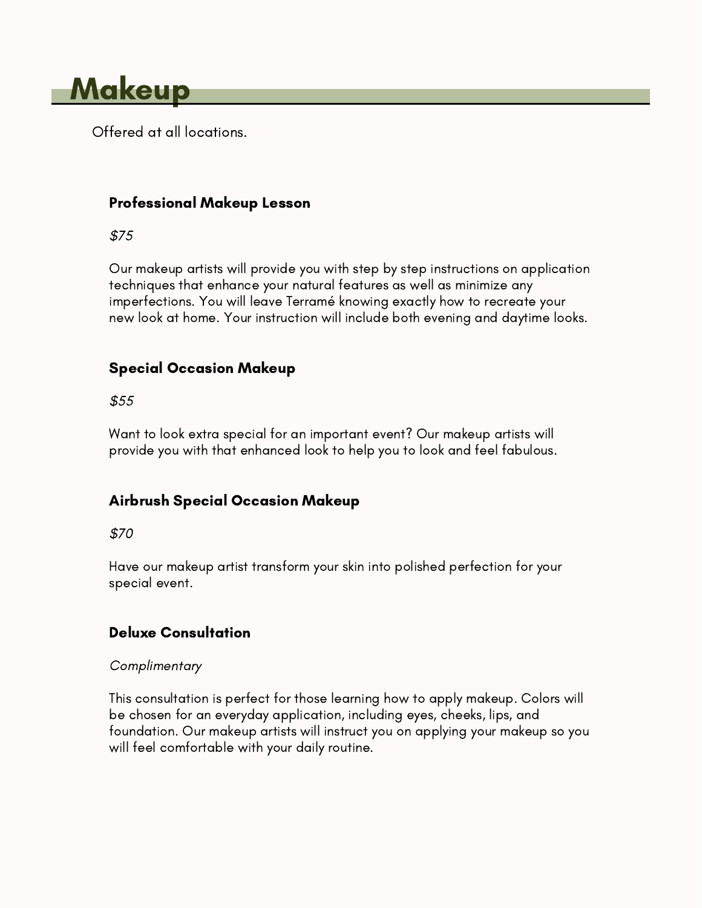# Makeup

Offered at all locations.

### Professional Makeup Lesson

*$75*

Our makeup artists will provide you with step by step instructions on application techniques that enhance your natural features as well as minimize any imperfections. You will leave Terramé knowing exactly how to recreate your new look at home. Your instruction will include both evening and daytime looks.

### Special Occasion Makeup

*$55*

Want to look extra special for an important event? Our makeup artists will provide you with that enhanced look to help you to look and feel fabulous.

### Airbrush Special Occasion Makeup

*$70*

Have our makeup artist transform your skin into polished perfection for your special event.

### Deluxe Consultation

*Complimentary*

This consultation is perfect for those learning how to apply makeup. Colors will be chosen for an everyday application, including eyes, cheeks, lips, and foundation. Our makeup artists will instruct you on applying your makeup so you will feel comfortable with your daily routine.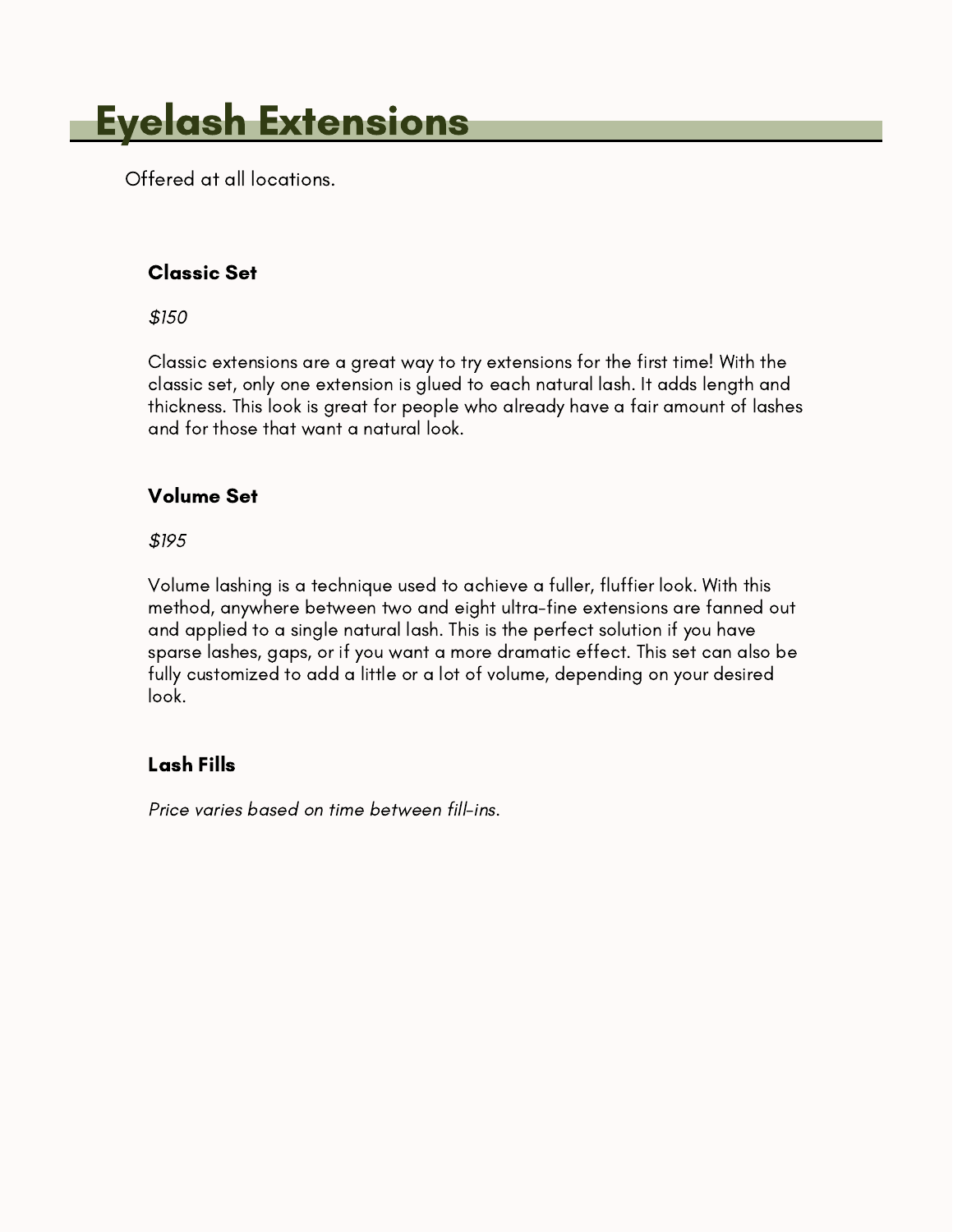# Eyelash Extensions

Offered at all locations.

### Classic Set

*$150*

Classic extensions are a great way to try extensions for the first time! With the classic set, only one extension is glued to each natural lash. It adds length and thickness. This look is great for people who already have a fair amount of lashes and for those that want a natural look.

### Volume Set

*$195*

Volume lashing is a technique used to achieve a fuller, fluffier look. With this method, anywhere between two and eight ultra-fine extensions are fanned out and applied to a single natural lash. This is the perfect solution if you have sparse lashes, gaps, or if you want a more dramatic effect. This set can also be fully customized to add a little or a lot of volume, depending on your desired look.

### Lash Fills

*Price varies based on time between fill-ins.*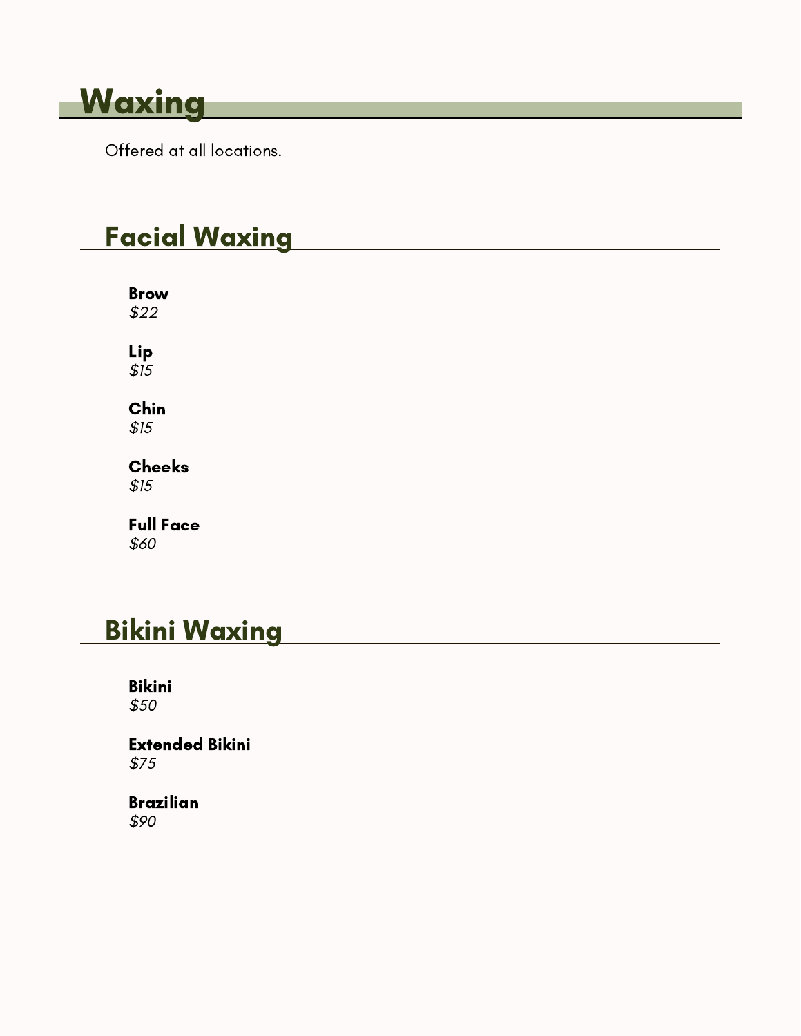# Waxing

Offered at all locations.

## Facial Waxing

**Brow**
*$22*

**Lip**
*$15*

**Chin**
*$15*

**Cheeks**
*$15*

**Full Face**
*$60*

## Bikini Waxing

**Bikini**
*$50*

**Extended Bikini**
*$75*

**Brazilian**
*$90*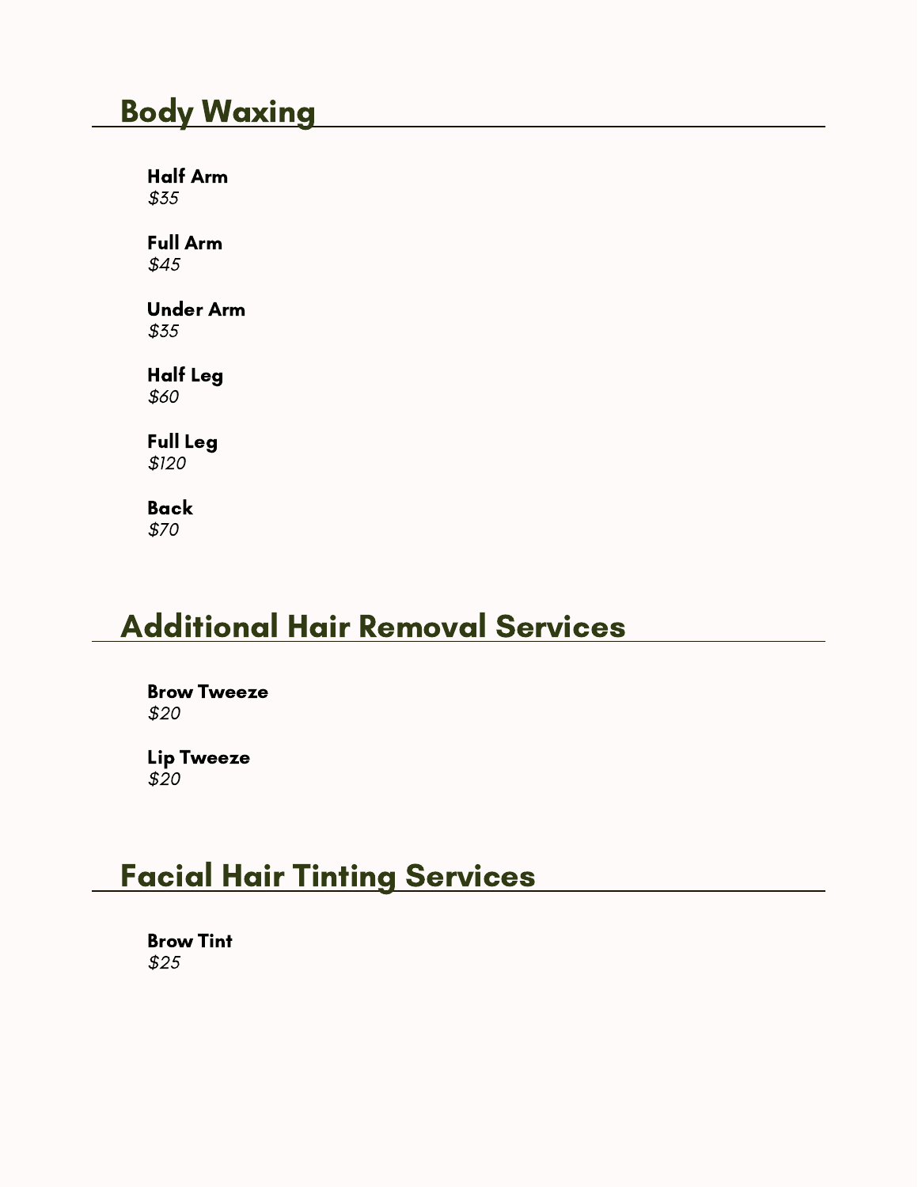## Body Waxing

**Half Arm**
*$35*

**Full Arm**
*$45*

**Under Arm**
*$35*

**Half Leg**
*$60*

**Full Leg**
*$120*

**Back**
*$70*

## Additional Hair Removal Services

**Brow Tweeze**
*$20*

**Lip Tweeze**
*$20*

## Facial Hair Tinting Services

**Brow Tint**
*$25*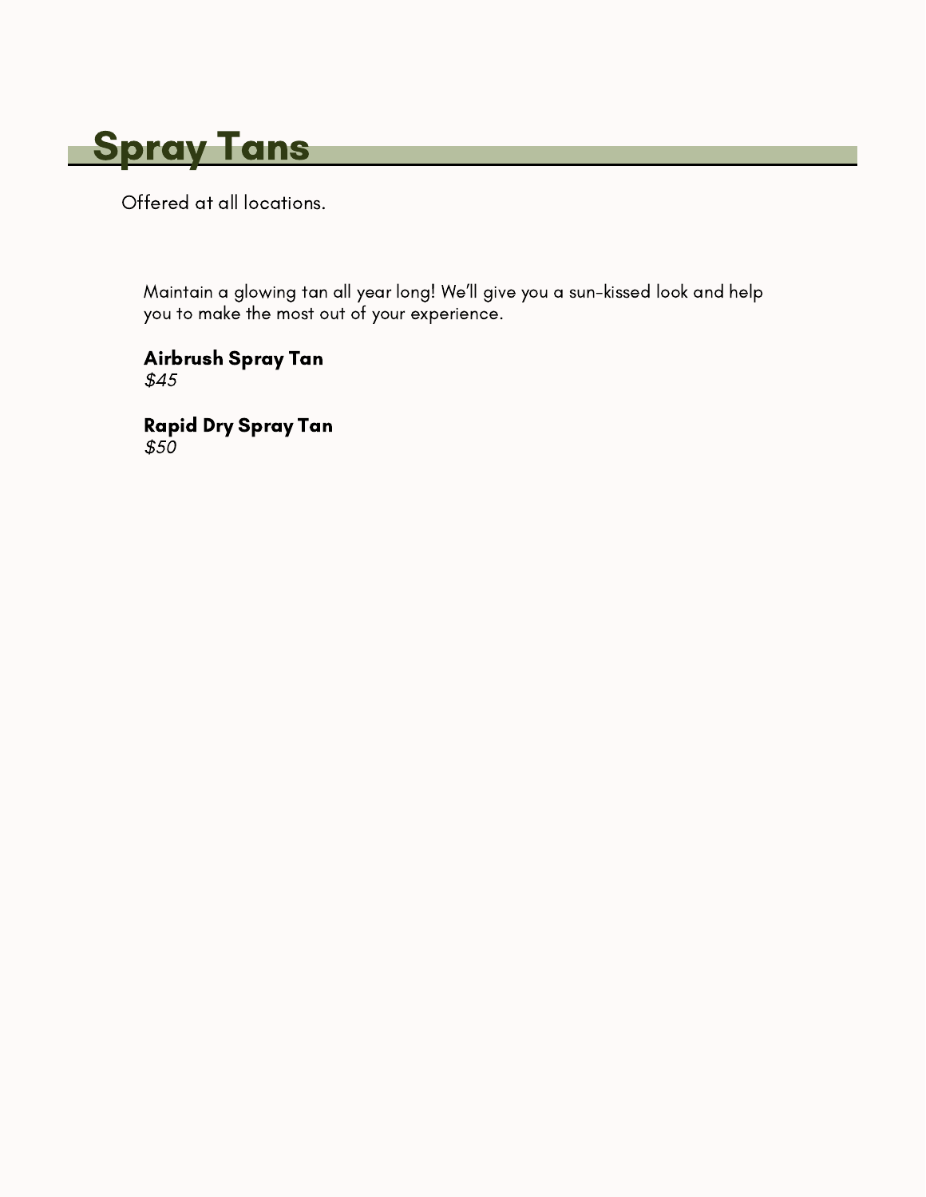# Spray Tans

Offered at all locations.

Maintain a glowing tan all year long! We'll give you a sun-kissed look and help you to make the most out of your experience.

**Airbrush Spray Tan**
*$45*

**Rapid Dry Spray Tan**
*$50*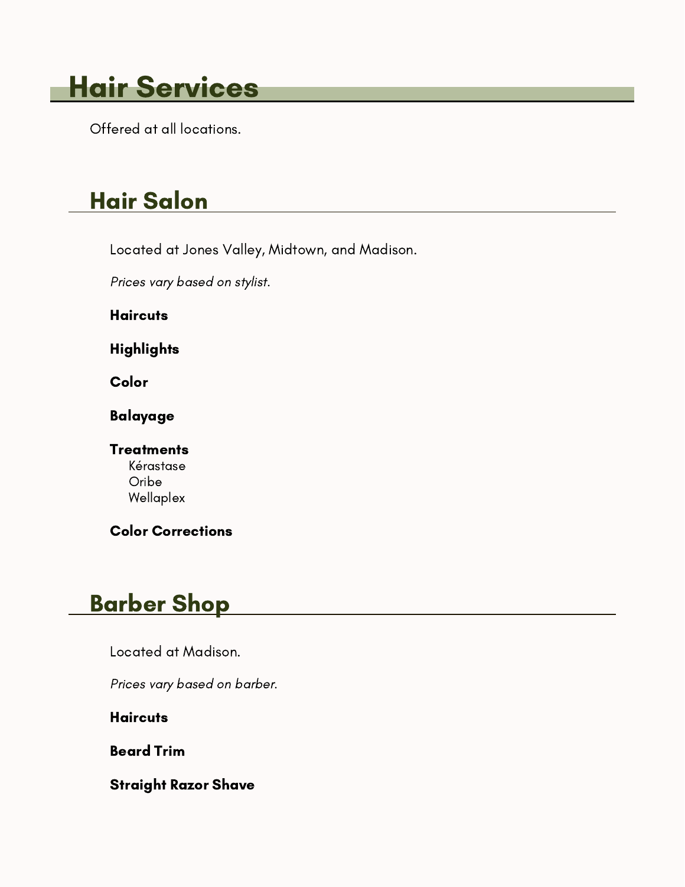# Hair Services

Offered at all locations.

## Hair Salon

Located at Jones Valley, Midtown, and Madison.

*Prices vary based on stylist.*

**Haircuts**

**Highlights**

**Color**

**Balayage**

**Treatments**
- Kérastase
- Oribe
- Wellaplex

**Color Corrections**

## Barber Shop

Located at Madison.

*Prices vary based on barber.*

**Haircuts**

**Beard Trim**

**Straight Razor Shave**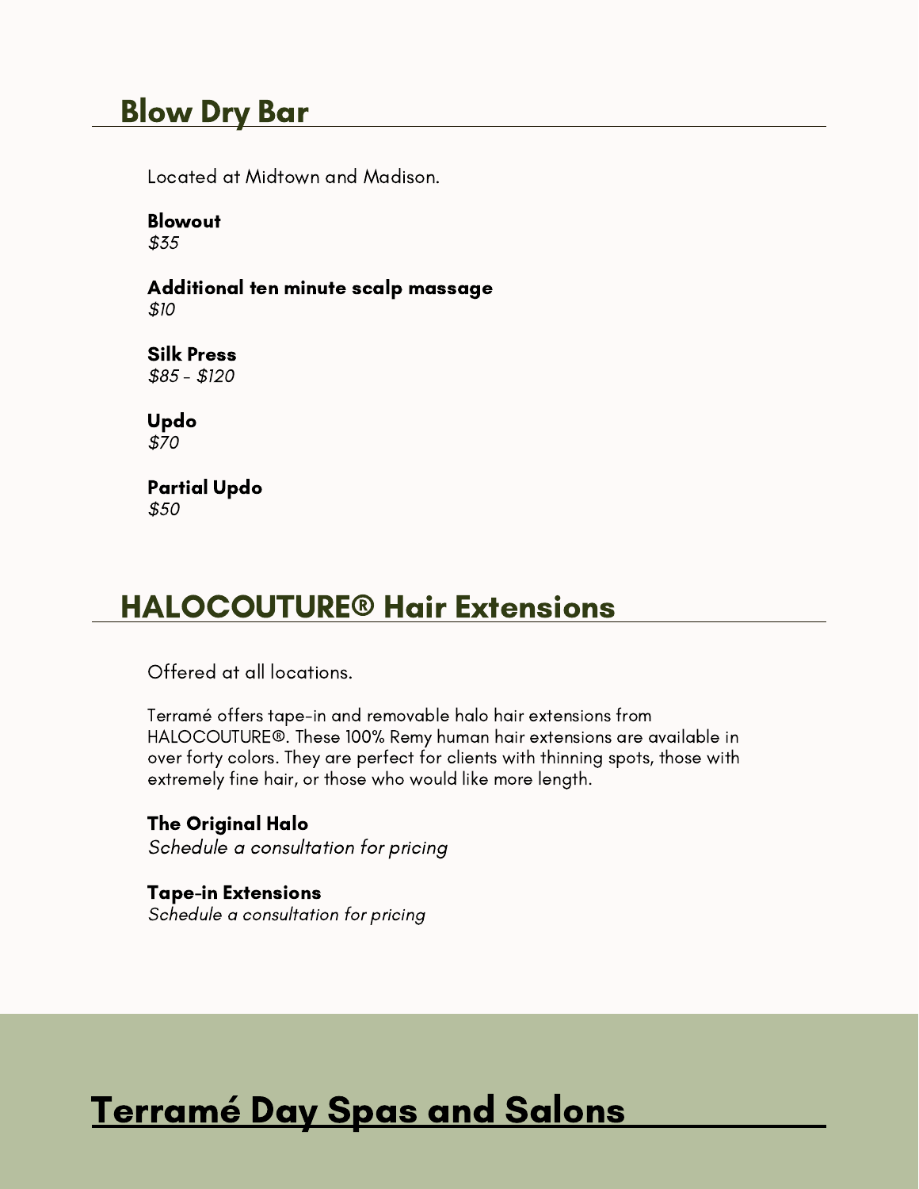## Blow Dry Bar

Located at Midtown and Madison.

**Blowout**
*$35*

**Additional ten minute scalp massage**
*$10*

**Silk Press**
*$85 - $120*

**Updo**
*$70*

**Partial Updo**
*$50*

## HALOCOUTURE® Hair Extensions

Offered at all locations.

Terramé offers tape-in and removable halo hair extensions from HALOCOUTURE®. These 100% Remy human hair extensions are available in over forty colors. They are perfect for clients with thinning spots, those with extremely fine hair, or those who would like more length.

**The Original Halo**
*Schedule a consultation for pricing*

**Tape-in Extensions**
*Schedule a consultation for pricing*

# Terramé Day Spas and Salons